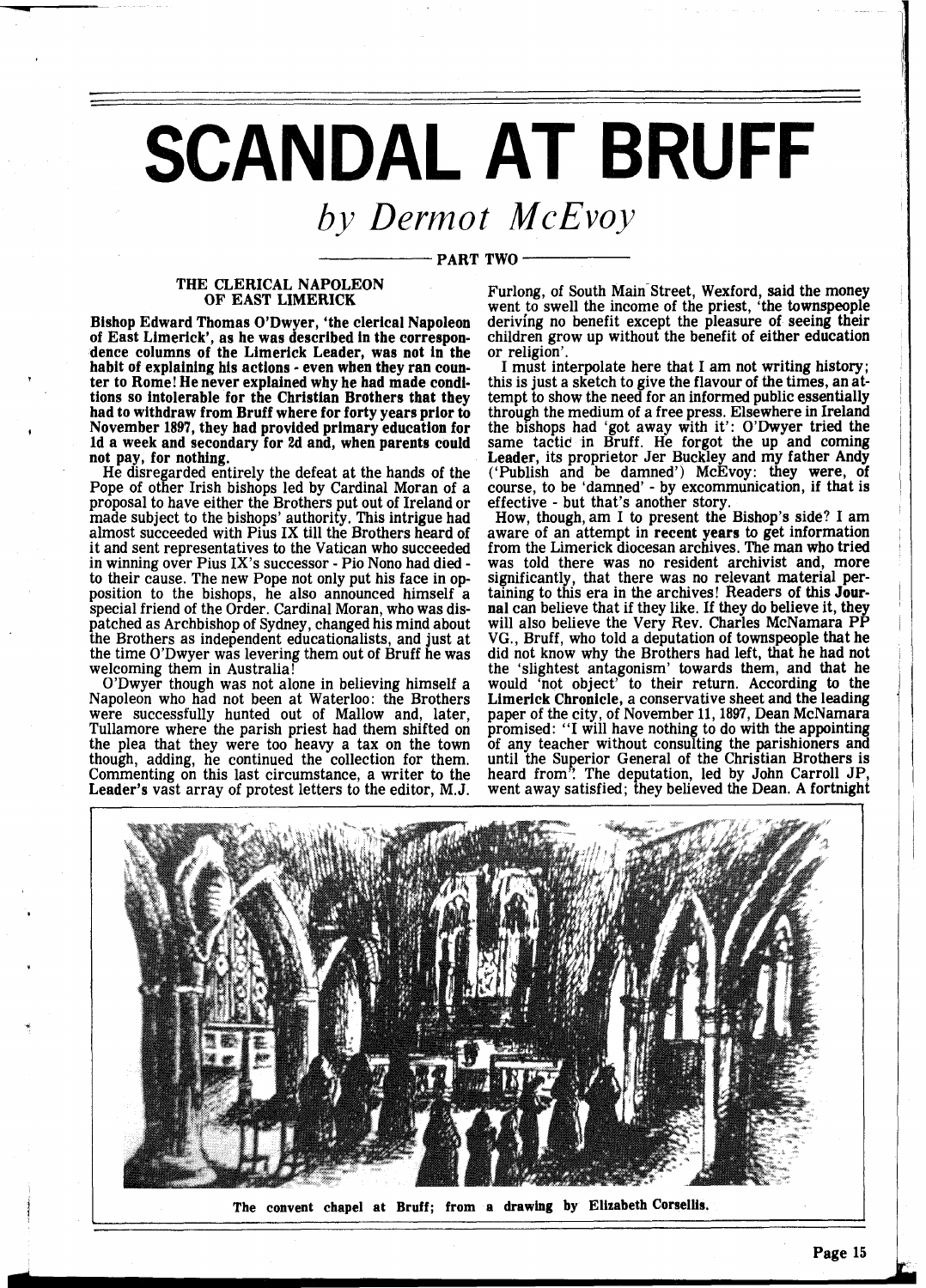# SCANDAL AT BRUFF

## *by Dermot McEvoy*

PART TWO

### THE CLERICAL NAPOLEON OF EAST LIMERICK

**Bishop Edward Thomas O'Dwyer, 'the clerical Napoleon of East Limerick', as he was described in the correspondence columns of the Limerick Leader, was not in the habit of explaining his actions - even when they ran counter to Rome! He never explained why he had made conditions so intolerable for the Christian Brothers that they had to withdraw from Bruff where for forty years prior to November 1897, they had provided primary education for 1d a week and secondary for 2d and, when parents could not pay, for nothing.**

He disregarded entirely the defeat at the hands of the Pope of other Irish bishops led by Cardinal Moran of a proposal to have either the Brothers put out of Ireland or made subject to the bishops' authority. This intrigue had almost succeeded with Pius IX till the Brothers heard of it and sent representatives to the Vatican who succeeded in winning over Pius IX's successor - Pio Nono had died - to their cause. The new Pope not only put his face in opposition to the bishops, he also announced himself a special friend of the Order. Cardinal Moran, who was dispatched as Archbishop of Sydney, changed his mind about the Brothers as independent educationalists, and just at the time O'Dwyer was levering them out of Bruff he was welcoming them in Australia!

O'Dwyer though was not alone in believing himself a Napoleon who had not been at Waterloo: the Brothers were successfully hunted out of Mallow and, later, Tullamore where the parish priest had them shifted on the plea that they were too heavy a tax on the town though, adding, he continued the collection for them. Commenting on this last circumstance, a writer to the **Leader's** vast array of protest letters to the editor, M.J. Furlong, of South Main Street, Wexford, said the money went to swell the income of the priest, 'the townspeople deriving no benefit except the pleasure of seeing their children grow up without the benefit of either education or religion'.

I must interpolate here that I am not writing history; this is just a sketch to give the flavour of the times, an attempt to show the need for an informed public essentially through the medium of a free press. Elsewhere in Ireland the bishops had 'got away with it': O'Dwyer tried the same tactic in Bruff. He forgot the up and coming **Leader**, its proprietor Jer Buckley and my father Andy ('Publish and be damned') McEvoy: they were, of course, to be 'damned' - by excommunication, if that is effective - but that's another story.

How, though, am I to present the Bishop's side? I am aware of an attempt in **recent years** to get information from the Limerick diocesan archives. The man who tried was told there was no resident archivist and, more significantly, that there was no relevant material pertaining to this era in the archives! Readers of this **Journal** can believe that if they like. If they do believe it, they will also believe the Very Rev. Charles McNamara PP VG., Bruff, who told a deputation of townspeople that he did not know why the Brothers had left, that he had not the 'slightest antagonism' towards them, and that he would 'not object' to their return. According to the **Limerick Chronicle**, a conservative sheet and the leading paper of the city, of November 11, 1897, Dean McNamara promised: "I will have nothing to do with the appointing of any teacher without consulting the parishioners and until the Superior General of the Christian Brothers is heard from". The deputation, led by John Carroll JP, went away satisfied; they believed the Dean. A fortnight

**The convent chapel at Bruff; from a drawing by Elizabeth Corsellis.**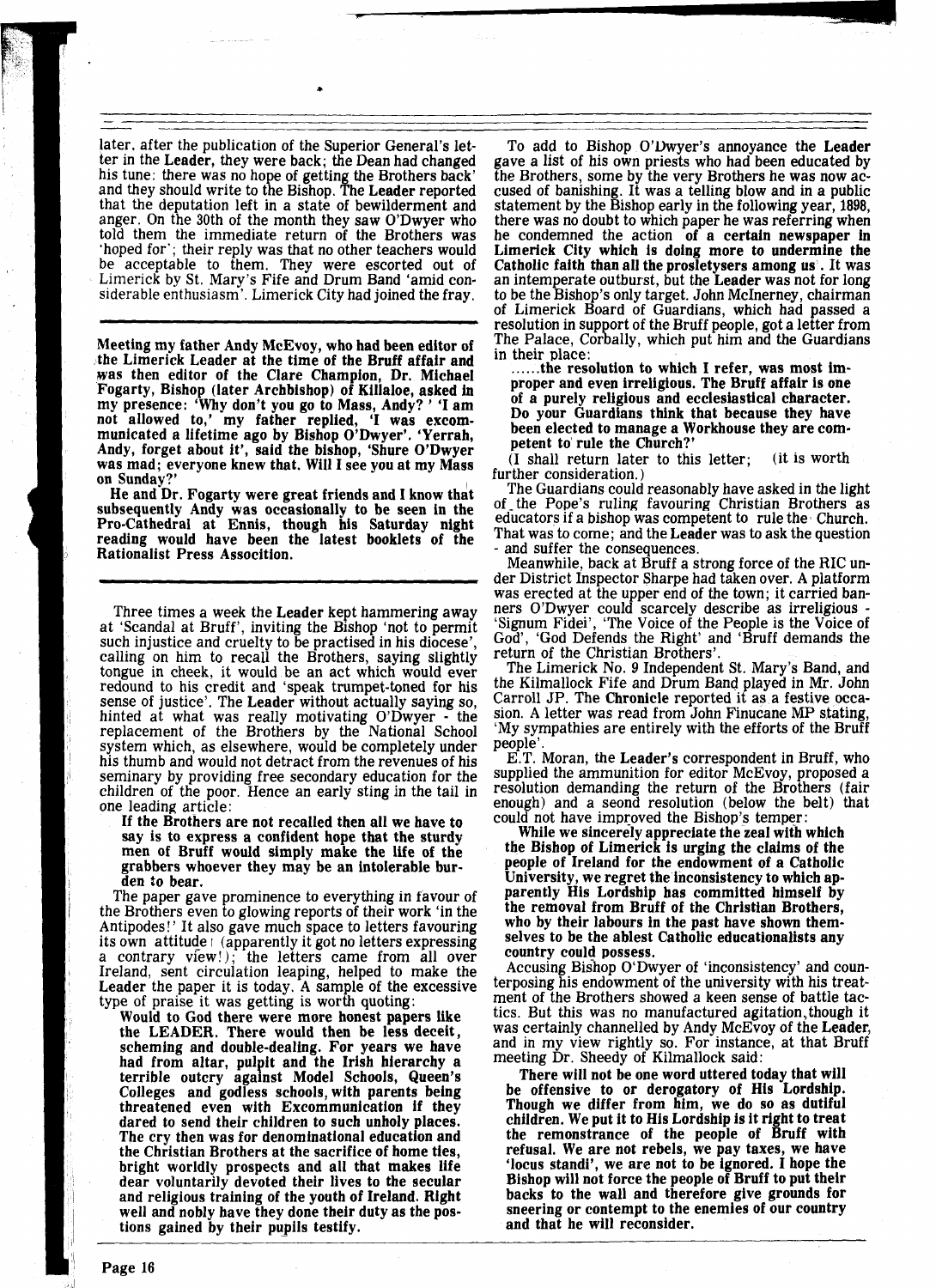later, after the publication of the Superior General's letter in the Leader, they were back; the Dean had changed his tune: there was no hope of getting the Brothers back' and they should write to the Bishop. The Leader reported that the deputation left in a state of bewilderment and anger. On the 30th of the month they saw O'Dwyer who told them the immediate return of the Brothers was 'hoped for'; their reply was that no other teachers would be acceptable to them. They were escorted out of Limerick by St. Mary's Fife and Drum Band 'amid considerable enthusiasm'. Limerick City had joined the fray.

---

**Meeting my father Andy McEvoy, who had been editor of the Limerick Leader at the time of the Bruff affair and was then editor of the Clare Champion, Dr. Michael Fogarty, Bishop (later Archbishop) of Killaloe, asked in my presence: 'Why don't you go to Mass, Andy?' 'I am not allowed to,' my father replied, 'I was excommunicated a lifetime ago by Bishop O'Dwyer'. 'Yerrah, Andy, forget about it', said the bishop, 'Shure O'Dwyer was mad; everyone knew that. Will I see you at my Mass on Sunday?'**

**He and Dr. Fogarty were great friends and I know that subsequently Andy was occasionally to be seen in the Pro-Cathedral at Ennis, though his Saturday night reading would have been the latest booklets of the Rationalist Press Associtian.**

---

Three times a week the Leader kept hammering away at 'Scandal at Bruff', inviting the Bishop 'not to permit such injustice and cruelty to be practised in his diocese', calling on him to recall the Brothers, saying slightly tongue in cheek, it would be an act which would ever redound to his credit and 'speak trumpet-toned for his sense of justice'. The Leader without actually saying so, hinted at what was really motivating O'Dwyer - the replacement of the Brothers by the National School system which, as elsewhere, would be completely under his thumb and would not detract from the revenues of his seminary by providing free secondary education for the children of the poor. Hence an early sting in the tail in one leading article:

> **If the Brothers are not recalled then all we have to say is to express a confident hope that the sturdy men of Bruff would simply make the life of the grabbers whoever they may be an intolerable burden to bear.**

The paper gave prominence to everything in favour of the Brothers even to glowing reports of their work 'in the Antipodes!' It also gave much space to letters favouring its own attitude (apparently it got no letters expressing a contrary view!); the letters came from all over Ireland, sent circulation leaping, helped to make the Leader the paper it is today. A sample of the excessive type of praise it was getting is worth quoting:

> **Would to God there were more honest papers like the LEADER. There would then be less deceit, scheming and double-dealing. For years we have had from altar, pulpit and the Irish hierarchy a terrible outcry against Model Schools, Queen's Colleges and godless schools, with parents being threatened even with Excommunication if they dared to send their children to such unholy places. The cry then was for denominational education and the Christian Brothers at the sacrifice of home ties, bright worldly prospects and all that makes life dear voluntarily devoted their lives to the secular and religious training of the youth of Ireland. Right well and nobly have they done their duty as the postions gained by their pupils testify.**

To add to Bishop O'Dwyer's annoyance the Leader gave a list of his own priests who had been educated by the Brothers, some by the very Brothers he was now accused of banishing. It was a telling blow and in a public statement by the Bishop early in the following year, 1898, there was no doubt to which paper he was referring when he condemned the action **of a certain newspaper in Limerick City which is doing more to undermine the Catholic faith than all the prosletysers among us**. It was an intemperate outburst, but the Leader was not for long to be the Bishop's only target. John McInerney, chairman of Limerick Board of Guardians, which had passed a resolution in support of the Bruff people, got a letter from The Palace, Corbally, which put him and the Guardians in their place:

> **......the resolution to which I refer, was most improper and even irreligious. The Bruff affair is one of a purely religious and ecclesiastical character. Do your Guardians think that because they have been elected to manage a Workhouse they are competent to rule the Church?'**

(I shall return later to this letter; (it is worth further consideration.)

The Guardians could reasonably have asked in the light of the Pope's ruling favouring Christian Brothers as educators if a bishop was competent to rule the Church. That was to come; and the Leader was to ask the question - and suffer the consequences.

Meanwhile, back at Bruff a strong force of the RIC under District Inspector Sharpe had taken over. A platform was erected at the upper end of the town; it carried banners O'Dwyer could scarcely describe as irreligious - 'Signum Fidei', 'The Voice of the People is the Voice of God', 'God Defends the Right' and 'Bruff demands the return of the Christian Brothers'.

The Limerick No. 9 Independent St. Mary's Band, and the Kilmallock Fife and Drum Band played in Mr. John Carroll JP. The Chronicle reported it as a festive occasion. A letter was read from John Finucane MP stating, 'My sympathies are entirely with the efforts of the Bruff people'.

E.T. Moran, the Leader's correspondent in Bruff, who supplied the ammunition for editor McEvoy, proposed a resolution demanding the return of the Brothers (fair enough) and a seond resolution (below the belt) that could not have improved the Bishop's temper:

> **While we sincerely appreciate the zeal with which the Bishop of Limerick is urging the claims of the people of Ireland for the endowment of a Catholic University, we regret the inconsistency to which apparently His Lordship has committed himself by the removal from Bruff of the Christian Brothers, who by their labours in the past have shown themselves to be the ablest Catholic educationalists any country could possess.**

Accusing Bishop O'Dwyer of 'inconsistency' and counterposing his endowment of the university with his treatment of the Brothers showed a keen sense of battle tactics. But this was no manufactured agitation, though it was certainly channelled by Andy McEvoy of the Leader, and in my view rightly so. For instance, at that Bruff meeting Dr. Sheedy of Kilmallock said:

> **There will not be one word uttered today that will be offensive to or derogatory of His Lordship. Though we differ from him, we do so as dutiful children. We put it to His Lordship is it right to treat the remonstrance of the people of Bruff with refusal. We are not rebels, we pay taxes, we have 'locus standi', we are not to be ignored. I hope the Bishop will not force the people of Bruff to put their backs to the wall and therefore give grounds for sneering or contempt to the enemies of our country and that he will reconsider.**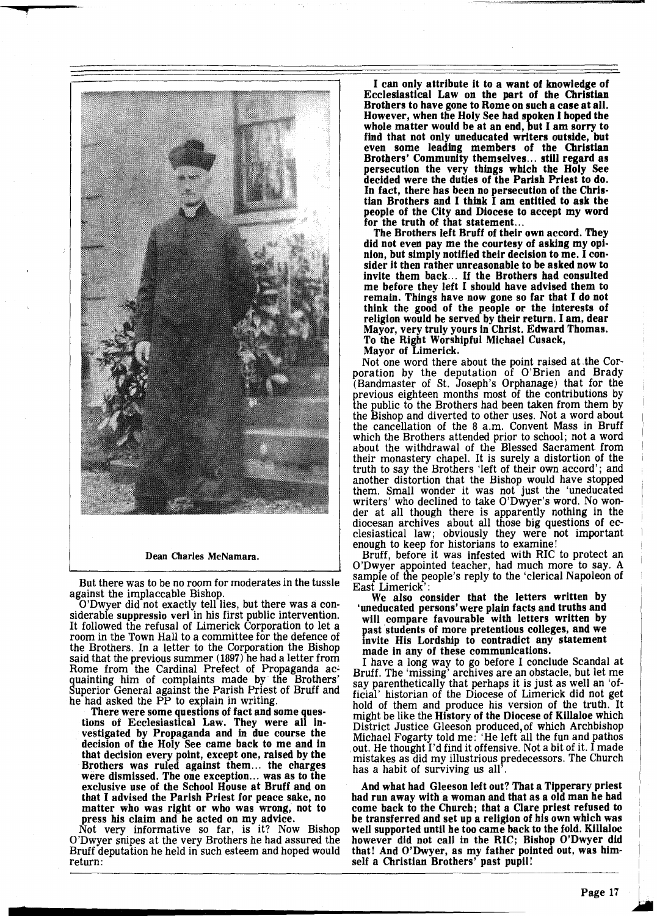Dean Charles McNamara.

But there was to be no room for moderates in the tussle against the implacable Bishop.

O'Dwyer did not exactly tell lies, but there was a considerable suppressio veri in his first public intervention. It followed the refusal of Limerick Corporation to let a room in the Town Hall to a committee for the defence of the Brothers. In a letter to the Corporation the Bishop said that the previous summer (1897) he had a letter from Rome from the Cardinal Prefect of Propaganda acquainting him of complaints made by the Brothers' Superior General against the Parish Priest of Bruff and he had asked the PP to explain in writing.

**There were some questions of fact and some questions of Ecclesiastical Law. They were all investigated by Propaganda and in due course the decision of the Holy See came back to me and in that decision every point, except one, raised by the Brothers was ruled against them... the charges were dismissed. The one exception... was as to the exclusive use of the School House at Bruff and on that I advised the Parish Priest for peace sake, no matter who was right or who was wrong, not to press his claim and he acted on my advice.**

Not very informative so far, is it? Now Bishop O'Dwyer snipes at the very Brothers he had assured the Bruff deputation he held in such esteem and hoped would return:

**I can only attribute it to a want of knowledge of Ecclesiastical Law on the part of the Christian Brothers to have gone to Rome on such a case at all. However, when the Holy See had spoken I hoped the whole matter would be at an end, but I am sorry to find that not only uneducated writers outside, but even some leading members of the Christian Brothers' Community themselves... still regard as persecution the very things which the Holy See decided were the duties of the Parish Priest to do. In fact, there has been no persecution of the Christian Brothers and I think I am entitled to ask the people of the City and Diocese to accept my word for the truth of that statement...**

**The Brothers left Bruff of their own accord. They did not even pay me the courtesy of asking my opinion, but simply notified their decision to me. I consider it then rather unreasonable to be asked now to invite them back... If the Brothers had consulted me before they left I should have advised them to remain. Things have now gone so far that I do not think the good of the people or the interests of religion would be served by their return. I am, dear Mayor, very truly yours in Christ. Edward Thomas. To the Right Worshipful Michael Cusack, Mayor of Limerick.**

Not one word there about the point raised at the Corporation by the deputation of O'Brien and Brady (Bandmaster of St. Joseph's Orphanage) that for the previous eighteen months most of the contributions by the public to the Brothers had been taken from them by the Bishop and diverted to other uses. Not a word about the cancellation of the 8 a.m. Convent Mass in Bruff which the Brothers attended prior to school; not a word about the withdrawal of the Blessed Sacrament from their monastery chapel. It is surely a distortion of the truth to say the Brothers 'left of their own accord'; and another distortion that the Bishop would have stopped them. Small wonder it was not just the 'uneducated writers' who declined to take O'Dwyer's word. No wonder at all though there is apparently nothing in the diocesan archives about all those big questions of ecclesiastical law; obviously they were not important enough to keep for historians to examine!

Bruff, before it was infested with RIC to protect an O'Dwyer appointed teacher, had much more to say. A sample of the people's reply to the 'clerical Napoleon of East Limerick':

**We also consider that the letters written by 'uneducated persons' were plain facts and truths and will compare favourable with letters written by past students of more pretentious colleges, and we invite His Lordship to contradict any statement made in any of these communications.**

I have a long way to go before I conclude Scandal at Bruff. The 'missing' archives are an obstacle, but let me say parenthetically that perhaps it is just as well an 'official' historian of the Diocese of Limerick did not get hold of them and produce his version of the truth. It might be like the **History of the Diocese of Killaloe** which District Justice Gleeson produced, of which Archbishop Michael Fogarty told me: 'He left all the fun and pathos out. He thought I'd find it offensive. Not a bit of it. I made mistakes as did my illustrious predecessors. The Church has a habit of surviving us all'.

**And what had Gleeson left out? That a Tipperary priest had run away with a woman and that as a old man he had come back to the Church; that a Clare priest refused to be transferred and set up a religion of his own which was well supported until he too came back to the fold. Killaloe however did not call in the RIC; Bishop O'Dwyer did that! And O'Dwyer, as my father pointed out, was himself a Christian Brothers' past pupil!**